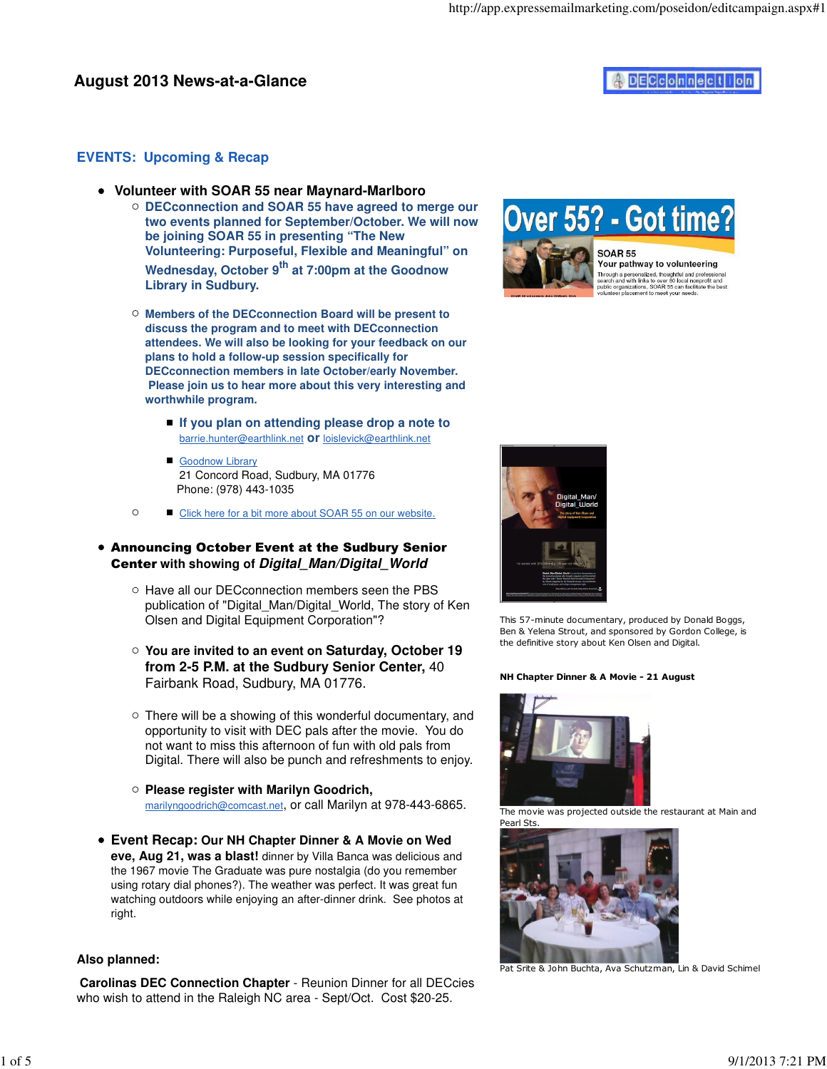# August 2013 News-at-a-Glance

## EVENTS: Upcoming & Recap

- **Volunteer with SOAR 55 near Maynard-Marlboro**
  - **DECconnection and SOAR 55 have agreed to merge our two events planned for September/October. We will now be joining SOAR 55 in presenting "The New Volunteering: Purposeful, Flexible and Meaningful" on Wednesday, October 9th at 7:00pm at the Goodnow Library in Sudbury.**
  - **Members of the DECconnection Board will be present to discuss the program and to meet with DECconnection attendees. We will also be looking for your feedback on our plans to hold a follow-up session specifically for DECconnection members in late October/early November. Please join us to hear more about this very interesting and worthwhile program.**
    - **If you plan on attending please drop a note to** barrie.hunter@earthlink.net **or** loislevick@earthlink.net
    - Goodnow Library
      21 Concord Road, Sudbury, MA 01776
      Phone: (978) 443-1035
  - Click here for a bit more about SOAR 55 on our website.

- **Announcing October Event at the Sudbury Senior Center with showing of *Digital_Man/Digital_World***
  - Have all our DECconnection members seen the PBS publication of "Digital_Man/Digital_World, The story of Ken Olsen and Digital Equipment Corporation"?
  - **You are invited to an event on Saturday, October 19 from 2-5 P.M. at the Sudbury Senior Center,** 40 Fairbank Road, Sudbury, MA 01776.
  - There will be a showing of this wonderful documentary, and opportunity to visit with DEC pals after the movie. You do not want to miss this afternoon of fun with old pals from Digital. There will also be punch and refreshments to enjoy.
  - **Please register with Marilyn Goodrich,** marilyngoodrich@comcast.net, or call Marilyn at 978-443-6865.

- **Event Recap: Our NH Chapter Dinner & A Movie on Wed eve, Aug 21, was a blast!** dinner by Villa Banca was delicious and the 1967 movie The Graduate was pure nostalgia (do you remember using rotary dial phones?). The weather was perfect. It was great fun watching outdoors while enjoying an after-dinner drink. See photos at right.

This 57-minute documentary, produced by Donald Boggs, Ben & Yelena Strout, and sponsored by Gordon College, is the definitive story about Ken Olsen and Digital.

**NH Chapter Dinner & A Movie - 21 August**

The movie was projected outside the restaurant at Main and Pearl Sts.

Pat Srite & John Buchta, Ava Schutzman, Lin & David Schimel

**Also planned:**

**Carolinas DEC Connection Chapter** - Reunion Dinner for all DECcies who wish to attend in the Raleigh NC area - Sept/Oct. Cost $20-25.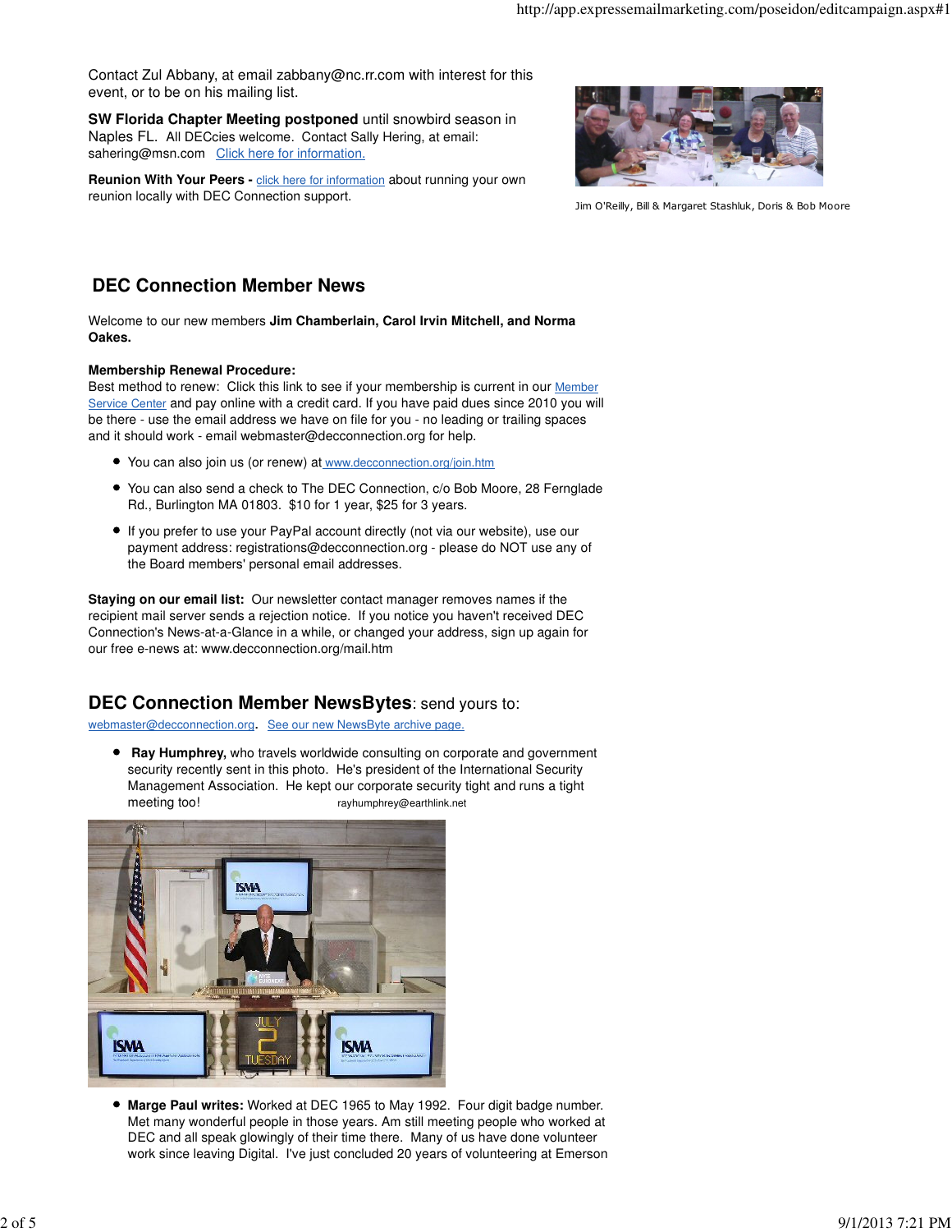Contact Zul Abbany, at email zabbany@nc.rr.com with interest for this event, or to be on his mailing list.

**SW Florida Chapter Meeting postponed** until snowbird season in Naples FL. All DECcies welcome. Contact Sally Hering, at email: sahering@msn.com [Click here for information.]

**Reunion With Your Peers -** [click here for information] about running your own reunion locally with DEC Connection support.

Jim O'Reilly, Bill & Margaret Stashluk, Doris & Bob Moore

## DEC Connection Member News

Welcome to our new members **Jim Chamberlain, Carol Irvin Mitchell, and Norma Oakes.**

**Membership Renewal Procedure:**
Best method to renew: Click this link to see if your membership is current in our [Member Service Center] and pay online with a credit card. If you have paid dues since 2010 you will be there - use the email address we have on file for you - no leading or trailing spaces and it should work - email webmaster@decconnection.org for help.

- You can also join us (or renew) at www.decconnection.org/join.htm
- You can also send a check to The DEC Connection, c/o Bob Moore, 28 Fernglade Rd., Burlington MA 01803. $10 for 1 year, $25 for 3 years.
- If you prefer to use your PayPal account directly (not via our website), use our payment address: registrations@decconnection.org - please do NOT use any of the Board members' personal email addresses.

**Staying on our email list:** Our newsletter contact manager removes names if the recipient mail server sends a rejection notice. If you notice you haven't received DEC Connection's News-at-a-Glance in a while, or changed your address, sign up again for our free e-news at: www.decconnection.org/mail.htm

## DEC Connection Member NewsBytes: send yours to:

webmaster@decconnection.org. [See our new NewsByte archive page.]

- **Ray Humphrey,** who travels worldwide consulting on corporate and government security recently sent in this photo. He's president of the International Security Management Association. He kept our corporate security tight and runs a tight meeting too! rayhumphrey@earthlink.net

- **Marge Paul writes:** Worked at DEC 1965 to May 1992. Four digit badge number. Met many wonderful people in those years. Am still meeting people who worked at DEC and all speak glowingly of their time there. Many of us have done volunteer work since leaving Digital. I've just concluded 20 years of volunteering at Emerson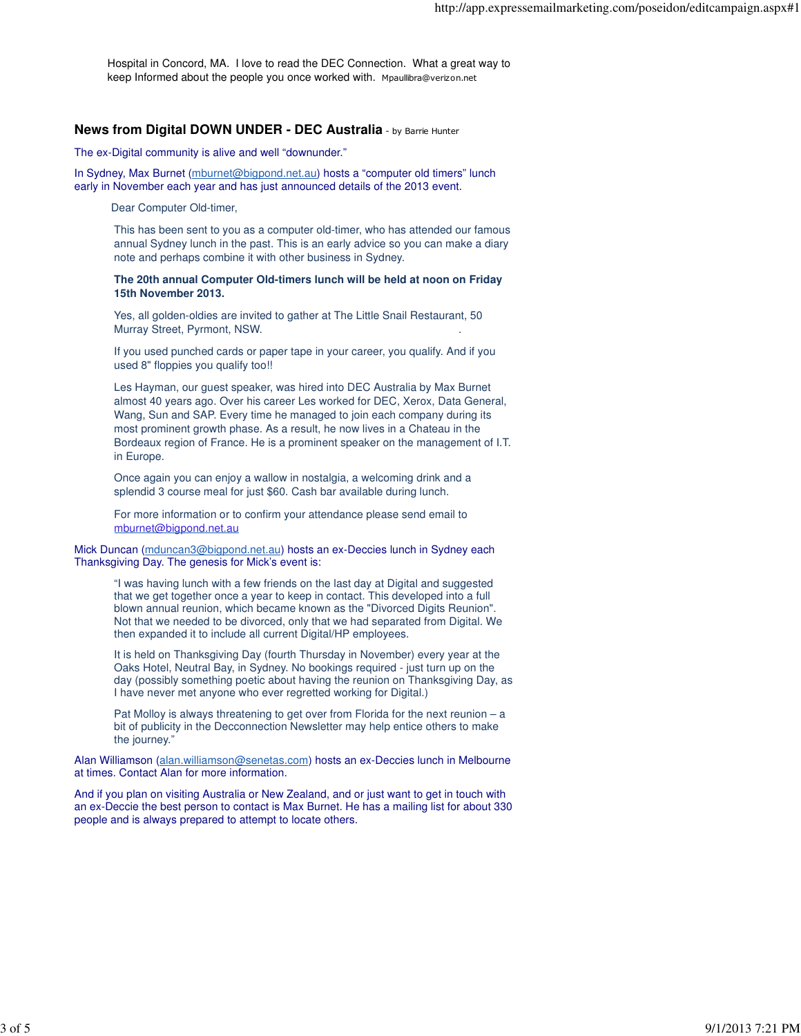Hospital in Concord, MA. I love to read the DEC Connection. What a great way to keep Informed about the people you once worked with. Mpaullibra@verizon.net

## News from Digital DOWN UNDER - DEC Australia - by Barrie Hunter

The ex-Digital community is alive and well "downunder."

In Sydney, Max Burnet (mburnet@bigpond.net.au) hosts a "computer old timers" lunch early in November each year and has just announced details of the 2013 event.

> Dear Computer Old-timer,
>
> This has been sent to you as a computer old-timer, who has attended our famous annual Sydney lunch in the past. This is an early advice so you can make a diary note and perhaps combine it with other business in Sydney.
>
> **The 20th annual Computer Old-timers lunch will be held at noon on Friday 15th November 2013.**
>
> Yes, all golden-oldies are invited to gather at The Little Snail Restaurant, 50 Murray Street, Pyrmont, NSW.
>
> If you used punched cards or paper tape in your career, you qualify. And if you used 8" floppies you qualify too!!
>
> Les Hayman, our guest speaker, was hired into DEC Australia by Max Burnet almost 40 years ago. Over his career Les worked for DEC, Xerox, Data General, Wang, Sun and SAP. Every time he managed to join each company during its most prominent growth phase. As a result, he now lives in a Chateau in the Bordeaux region of France. He is a prominent speaker on the management of I.T. in Europe.
>
> Once again you can enjoy a wallow in nostalgia, a welcoming drink and a splendid 3 course meal for just $60. Cash bar available during lunch.
>
> For more information or to confirm your attendance please send email to mburnet@bigpond.net.au

Mick Duncan (mduncan3@bigpond.net.au) hosts an ex-Deccies lunch in Sydney each Thanksgiving Day. The genesis for Mick's event is:

> "I was having lunch with a few friends on the last day at Digital and suggested that we get together once a year to keep in contact. This developed into a full blown annual reunion, which became known as the "Divorced Digits Reunion". Not that we needed to be divorced, only that we had separated from Digital. We then expanded it to include all current Digital/HP employees.
>
> It is held on Thanksgiving Day (fourth Thursday in November) every year at the Oaks Hotel, Neutral Bay, in Sydney. No bookings required - just turn up on the day (possibly something poetic about having the reunion on Thanksgiving Day, as I have never met anyone who ever regretted working for Digital.)
>
> Pat Molloy is always threatening to get over from Florida for the next reunion – a bit of publicity in the Decconnection Newsletter may help entice others to make the journey."

Alan Williamson (alan.williamson@senetas.com) hosts an ex-Deccies lunch in Melbourne at times. Contact Alan for more information.

And if you plan on visiting Australia or New Zealand, and or just want to get in touch with an ex-Deccie the best person to contact is Max Burnet. He has a mailing list for about 330 people and is always prepared to attempt to locate others.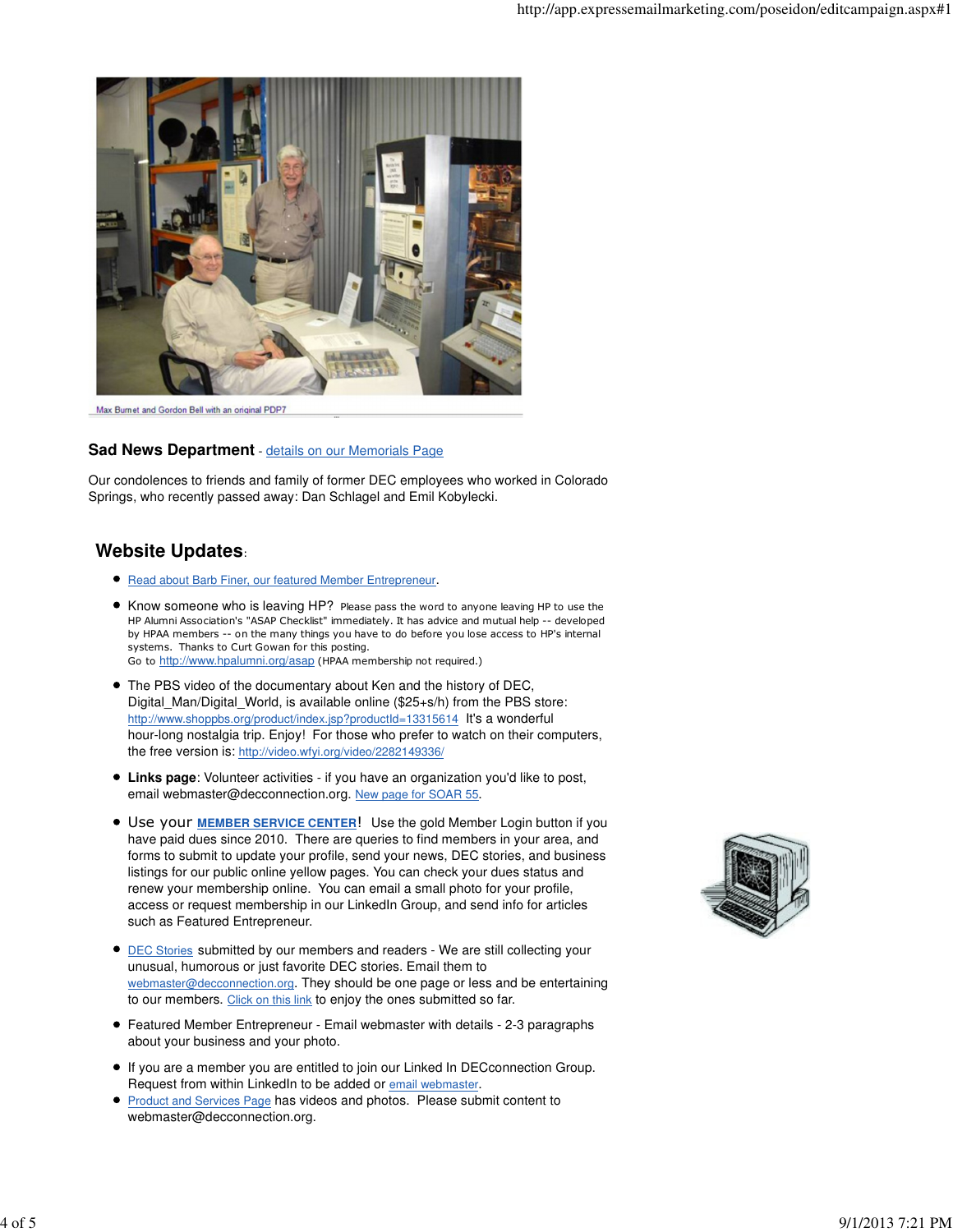Max Burnet and Gordon Bell with an original PDP7

**Sad News Department** - details on our Memorials Page

Our condolences to friends and family of former DEC employees who worked in Colorado Springs, who recently passed away: Dan Schlagel and Emil Kobylecki.

## Website Updates:

- Read about Barb Finer, our featured Member Entrepreneur.
- Know someone who is leaving HP? Please pass the word to anyone leaving HP to use the HP Alumni Association's "ASAP Checklist" immediately. It has advice and mutual help -- developed by HPAA members -- on the many things you have to do before you lose access to HP's internal systems. Thanks to Curt Gowan for this posting.
  Go to http://www.hpalumni.org/asap (HPAA membership not required.)
- The PBS video of the documentary about Ken and the history of DEC, Digital_Man/Digital_World, is available online ($25+s/h) from the PBS store: http://www.shoppbs.org/product/index.jsp?productId=13315614 It's a wonderful hour-long nostalgia trip. Enjoy! For those who prefer to watch on their computers, the free version is: http://video.wfyi.org/video/2282149336/
- **Links page**: Volunteer activities - if you have an organization you'd like to post, email webmaster@decconnection.org. New page for SOAR 55.
- Use your **MEMBER SERVICE CENTER**! Use the gold Member Login button if you have paid dues since 2010. There are queries to find members in your area, and forms to submit to update your profile, send your news, DEC stories, and business listings for our public online yellow pages. You can check your dues status and renew your membership online. You can email a small photo for your profile, access or request membership in our LinkedIn Group, and send info for articles such as Featured Entrepreneur.
- DEC Stories submitted by our members and readers - We are still collecting your unusual, humorous or just favorite DEC stories. Email them to webmaster@decconnection.org. They should be one page or less and be entertaining to our members. Click on this link to enjoy the ones submitted so far.
- Featured Member Entrepreneur - Email webmaster with details - 2-3 paragraphs about your business and your photo.
- If you are a member you are entitled to join our Linked In DECconnection Group. Request from within LinkedIn to be added or email webmaster.
- Product and Services Page has videos and photos. Please submit content to webmaster@decconnection.org.